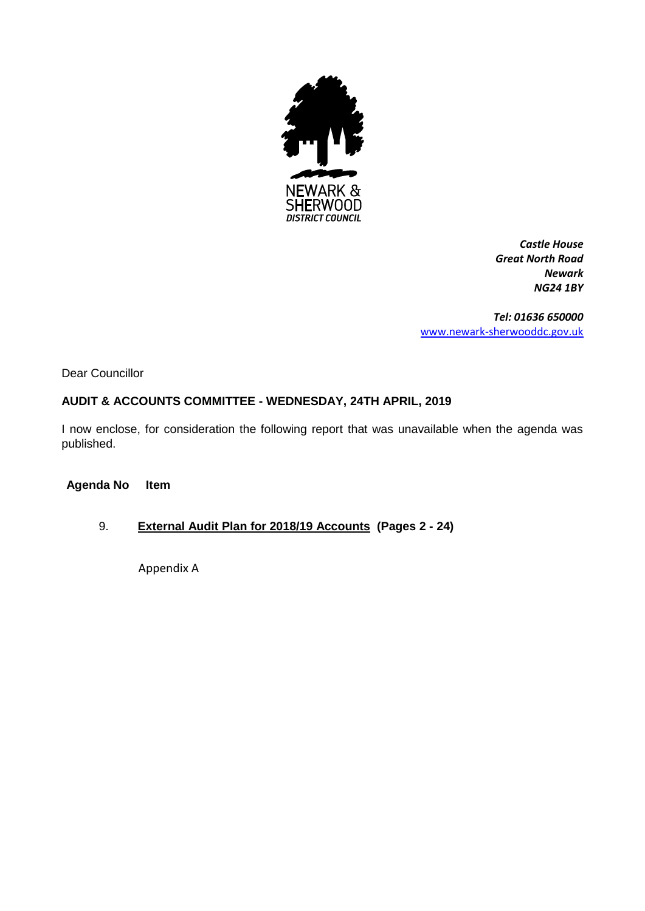NEWARK &
SHERWOOD
*DISTRICT COUNCIL*

***Castle House***
***Great North Road***
***Newark***
***NG24 1BY***

***Tel: 01636 650000***
www.newark-sherwooddc.gov.uk

Dear Councillor

**AUDIT & ACCOUNTS COMMITTEE - WEDNESDAY, 24TH APRIL, 2019**

I now enclose, for consideration the following report that was unavailable when the agenda was published.

| Agenda No | Item |
| --- | --- |
| 9. | **External Audit Plan for 2018/19 Accounts (Pages 2 - 24)** |
| | Appendix A |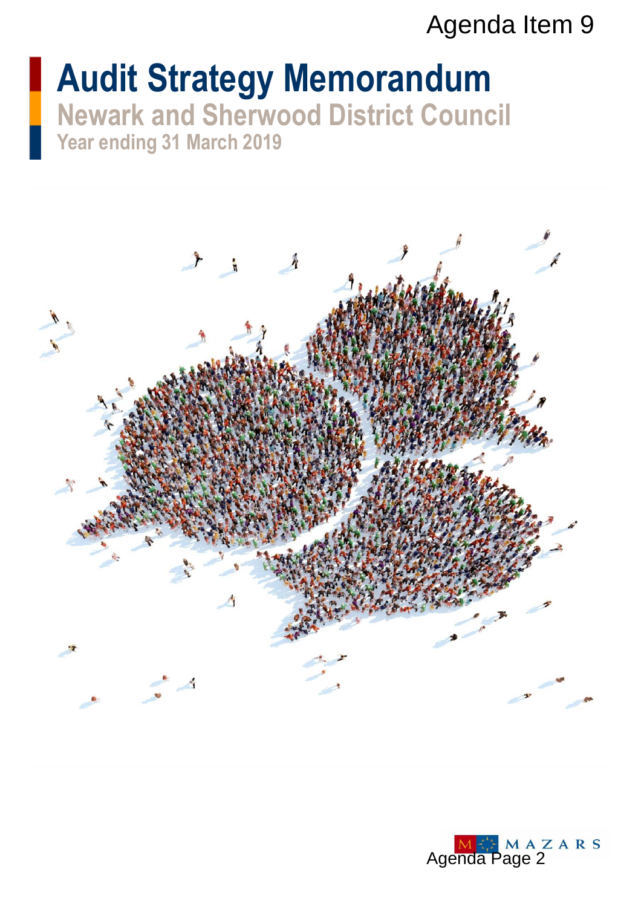Agenda Item 9

# Audit Strategy Memorandum

## Newark and Sherwood District Council

### Year ending 31 March 2019

MAZARS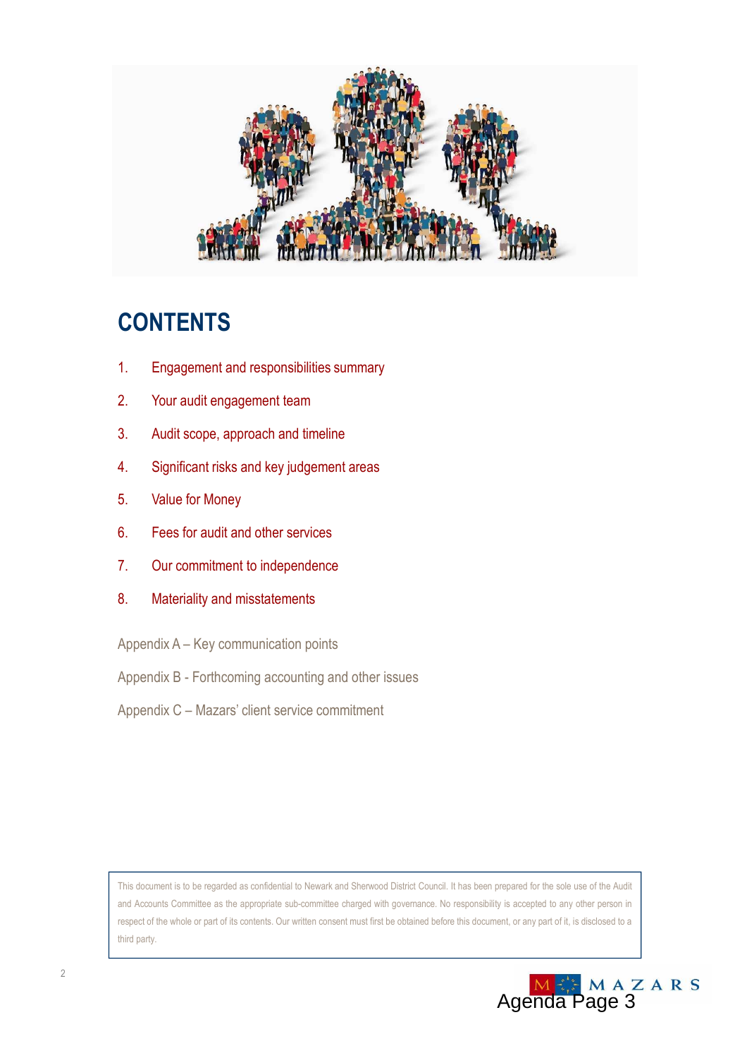# CONTENTS

1. Engagement and responsibilities summary
2. Your audit engagement team
3. Audit scope, approach and timeline
4. Significant risks and key judgement areas
5. Value for Money
6. Fees for audit and other services
7. Our commitment to independence
8. Materiality and misstatements

Appendix A – Key communication points

Appendix B - Forthcoming accounting and other issues

Appendix C – Mazars' client service commitment

This document is to be regarded as confidential to Newark and Sherwood District Council. It has been prepared for the sole use of the Audit and Accounts Committee as the appropriate sub-committee charged with governance. No responsibility is accepted to any other person in respect of the whole or part of its contents. Our written consent must first be obtained before this document, or any part of it, is disclosed to a third party.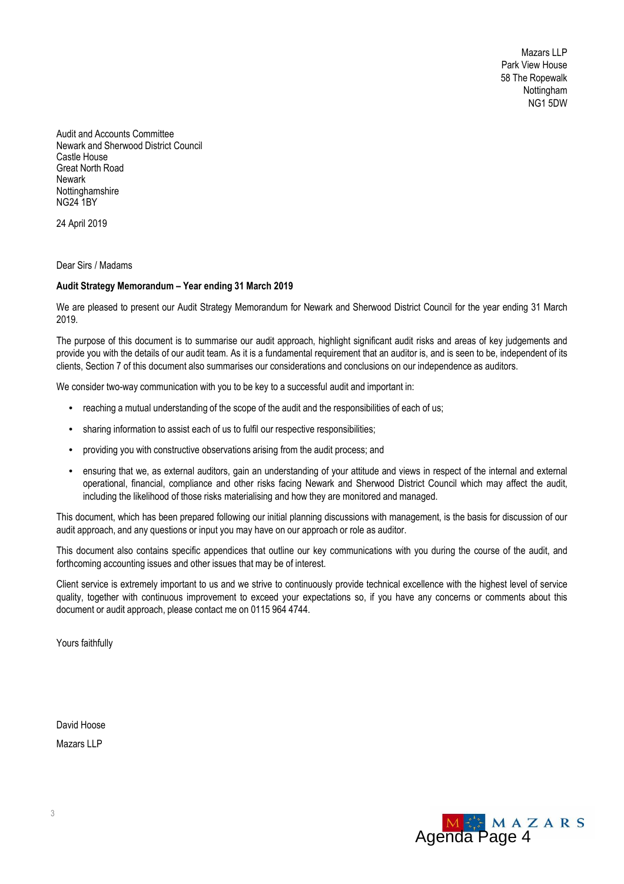Mazars LLP
Park View House
58 The Ropewalk
Nottingham
NG1 5DW

Audit and Accounts Committee
Newark and Sherwood District Council
Castle House
Great North Road
Newark
Nottinghamshire
NG24 1BY

24 April 2019

Dear Sirs / Madams

**Audit Strategy Memorandum – Year ending 31 March 2019**

We are pleased to present our Audit Strategy Memorandum for Newark and Sherwood District Council for the year ending 31 March 2019.

The purpose of this document is to summarise our audit approach, highlight significant audit risks and areas of key judgements and provide you with the details of our audit team. As it is a fundamental requirement that an auditor is, and is seen to be, independent of its clients, Section 7 of this document also summarises our considerations and conclusions on our independence as auditors.

We consider two-way communication with you to be key to a successful audit and important in:

- reaching a mutual understanding of the scope of the audit and the responsibilities of each of us;
- sharing information to assist each of us to fulfil our respective responsibilities;
- providing you with constructive observations arising from the audit process; and
- ensuring that we, as external auditors, gain an understanding of your attitude and views in respect of the internal and external operational, financial, compliance and other risks facing Newark and Sherwood District Council which may affect the audit, including the likelihood of those risks materialising and how they are monitored and managed.

This document, which has been prepared following our initial planning discussions with management, is the basis for discussion of our audit approach, and any questions or input you may have on our approach or role as auditor.

This document also contains specific appendices that outline our key communications with you during the course of the audit, and forthcoming accounting issues and other issues that may be of interest.

Client service is extremely important to us and we strive to continuously provide technical excellence with the highest level of service quality, together with continuous improvement to exceed your expectations so, if you have any concerns or comments about this document or audit approach, please contact me on 0115 964 4744.

Yours faithfully

David Hoose

Mazars LLP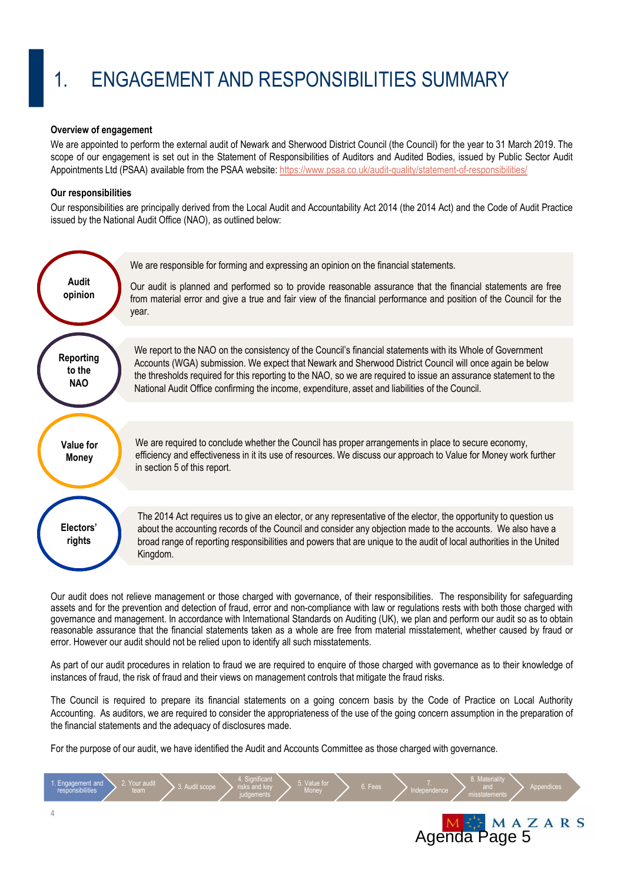# 1. ENGAGEMENT AND RESPONSIBILITIES SUMMARY

**Overview of engagement**

We are appointed to perform the external audit of Newark and Sherwood District Council (the Council) for the year to 31 March 2019. The scope of our engagement is set out in the Statement of Responsibilities of Auditors and Audited Bodies, issued by Public Sector Audit Appointments Ltd (PSAA) available from the PSAA website: https://www.psaa.co.uk/audit-quality/statement-of-responsibilities/

**Our responsibilities**

Our responsibilities are principally derived from the Local Audit and Accountability Act 2014 (the 2014 Act) and the Code of Audit Practice issued by the National Audit Office (NAO), as outlined below:

**Audit opinion**

We are responsible for forming and expressing an opinion on the financial statements.

Our audit is planned and performed so to provide reasonable assurance that the financial statements are free from material error and give a true and fair view of the financial performance and position of the Council for the year.

**Reporting to the NAO**

We report to the NAO on the consistency of the Council's financial statements with its Whole of Government Accounts (WGA) submission. We expect that Newark and Sherwood District Council will once again be below the thresholds required for this reporting to the NAO, so we are required to issue an assurance statement to the National Audit Office confirming the income, expenditure, asset and liabilities of the Council.

**Value for Money**

We are required to conclude whether the Council has proper arrangements in place to secure economy, efficiency and effectiveness in it its use of resources. We discuss our approach to Value for Money work further in section 5 of this report.

**Electors' rights**

The 2014 Act requires us to give an elector, or any representative of the elector, the opportunity to question us about the accounting records of the Council and consider any objection made to the accounts. We also have a broad range of reporting responsibilities and powers that are unique to the audit of local authorities in the United Kingdom.

Our audit does not relieve management or those charged with governance, of their responsibilities. The responsibility for safeguarding assets and for the prevention and detection of fraud, error and non-compliance with law or regulations rests with both those charged with governance and management. In accordance with International Standards on Auditing (UK), we plan and perform our audit so as to obtain reasonable assurance that the financial statements taken as a whole are free from material misstatement, whether caused by fraud or error. However our audit should not be relied upon to identify all such misstatements.

As part of our audit procedures in relation to fraud we are required to enquire of those charged with governance as to their knowledge of instances of fraud, the risk of fraud and their views on management controls that mitigate the fraud risks.

The Council is required to prepare its financial statements on a going concern basis by the Code of Practice on Local Authority Accounting. As auditors, we are required to consider the appropriateness of the use of the going concern assumption in the preparation of the financial statements and the adequacy of disclosures made.

For the purpose of our audit, we have identified the Audit and Accounts Committee as those charged with governance.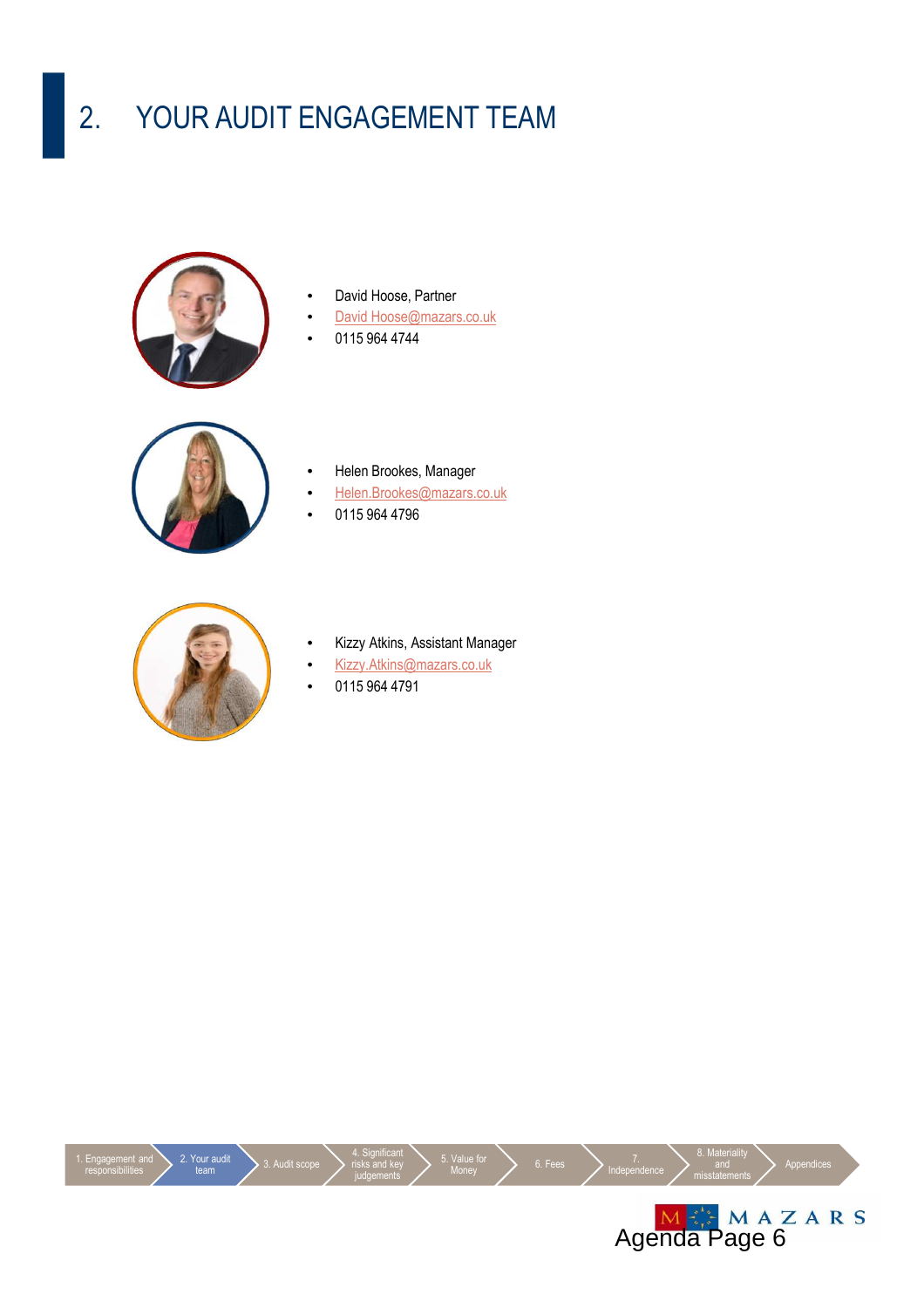# 2. YOUR AUDIT ENGAGEMENT TEAM

- David Hoose, Partner
- David Hoose@mazars.co.uk
- 0115 964 4744

- Helen Brookes, Manager
- Helen.Brookes@mazars.co.uk
- 0115 964 4796

- Kizzy Atkins, Assistant Manager
- Kizzy.Atkins@mazars.co.uk
- 0115 964 4791

1. Engagement and responsibilities | 2. Your audit team | 3. Audit scope | 4. Significant risks and key judgements | 5. Value for Money | 6. Fees | 7. Independence | 8. Materiality and misstatements | Appendices

Agenda Page 6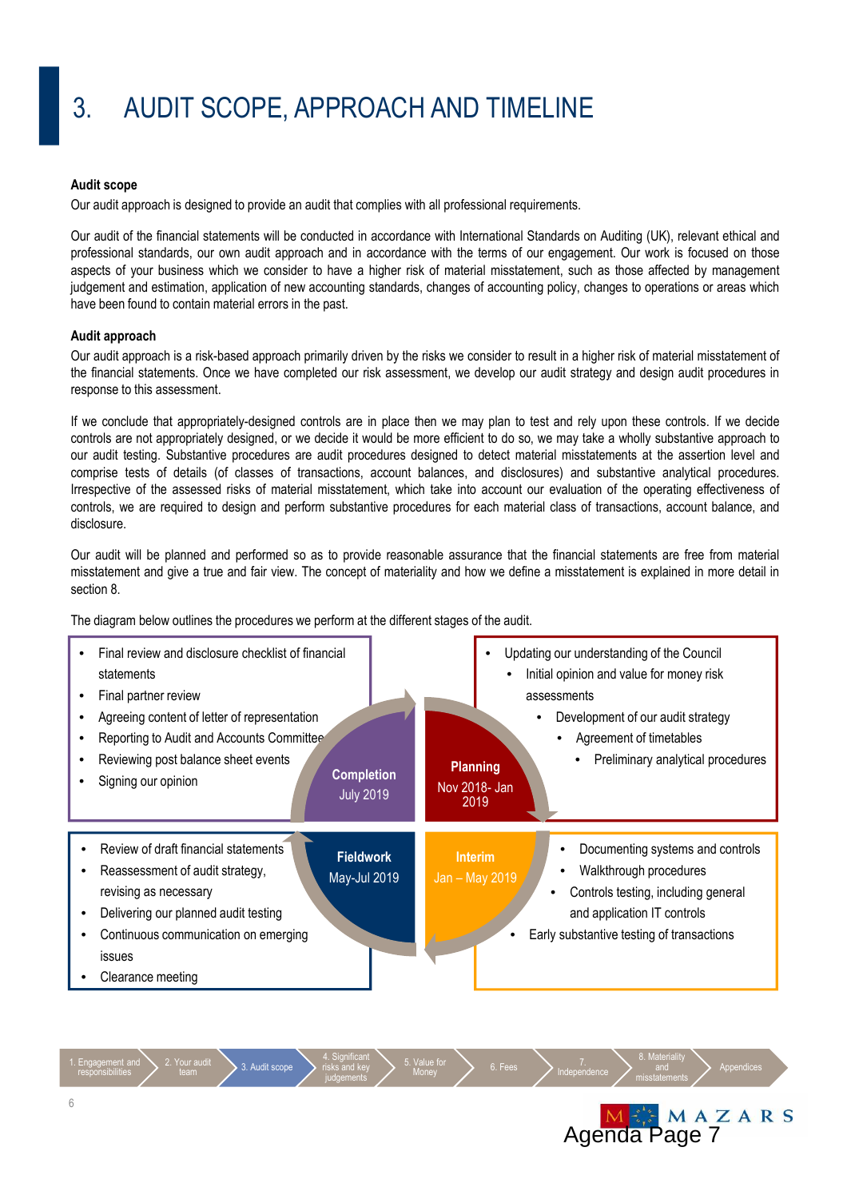# 3. AUDIT SCOPE, APPROACH AND TIMELINE

**Audit scope**

Our audit approach is designed to provide an audit that complies with all professional requirements.

Our audit of the financial statements will be conducted in accordance with International Standards on Auditing (UK), relevant ethical and professional standards, our own audit approach and in accordance with the terms of our engagement. Our work is focused on those aspects of your business which we consider to have a higher risk of material misstatement, such as those affected by management judgement and estimation, application of new accounting standards, changes of accounting policy, changes to operations or areas which have been found to contain material errors in the past.

**Audit approach**

Our audit approach is a risk-based approach primarily driven by the risks we consider to result in a higher risk of material misstatement of the financial statements. Once we have completed our risk assessment, we develop our audit strategy and design audit procedures in response to this assessment.

If we conclude that appropriately-designed controls are in place then we may plan to test and rely upon these controls. If we decide controls are not appropriately designed, or we decide it would be more efficient to do so, we may take a wholly substantive approach to our audit testing. Substantive procedures are audit procedures designed to detect material misstatements at the assertion level and comprise tests of details (of classes of transactions, account balances, and disclosures) and substantive analytical procedures. Irrespective of the assessed risks of material misstatement, which take into account our evaluation of the operating effectiveness of controls, we are required to design and perform substantive procedures for each material class of transactions, account balance, and disclosure.

Our audit will be planned and performed so as to provide reasonable assurance that the financial statements are free from material misstatement and give a true and fair view. The concept of materiality and how we define a misstatement is explained in more detail in section 8.

The diagram below outlines the procedures we perform at the different stages of the audit.

**Planning**
Nov 2018- Jan 2019

- Updating our understanding of the Council
- Initial opinion and value for money risk assessments
- Development of our audit strategy
- Agreement of timetables
- Preliminary analytical procedures

**Interim**
Jan – May 2019

- Documenting systems and controls
- Walkthrough procedures
- Controls testing, including general and application IT controls
- Early substantive testing of transactions

**Fieldwork**
May-Jul 2019

- Review of draft financial statements
- Reassessment of audit strategy, revising as necessary
- Delivering our planned audit testing
- Continuous communication on emerging issues
- Clearance meeting

**Completion**
July 2019

- Final review and disclosure checklist of financial statements
- Final partner review
- Agreeing content of letter of representation
- Reporting to Audit and Accounts Committee
- Reviewing post balance sheet events
- Signing our opinion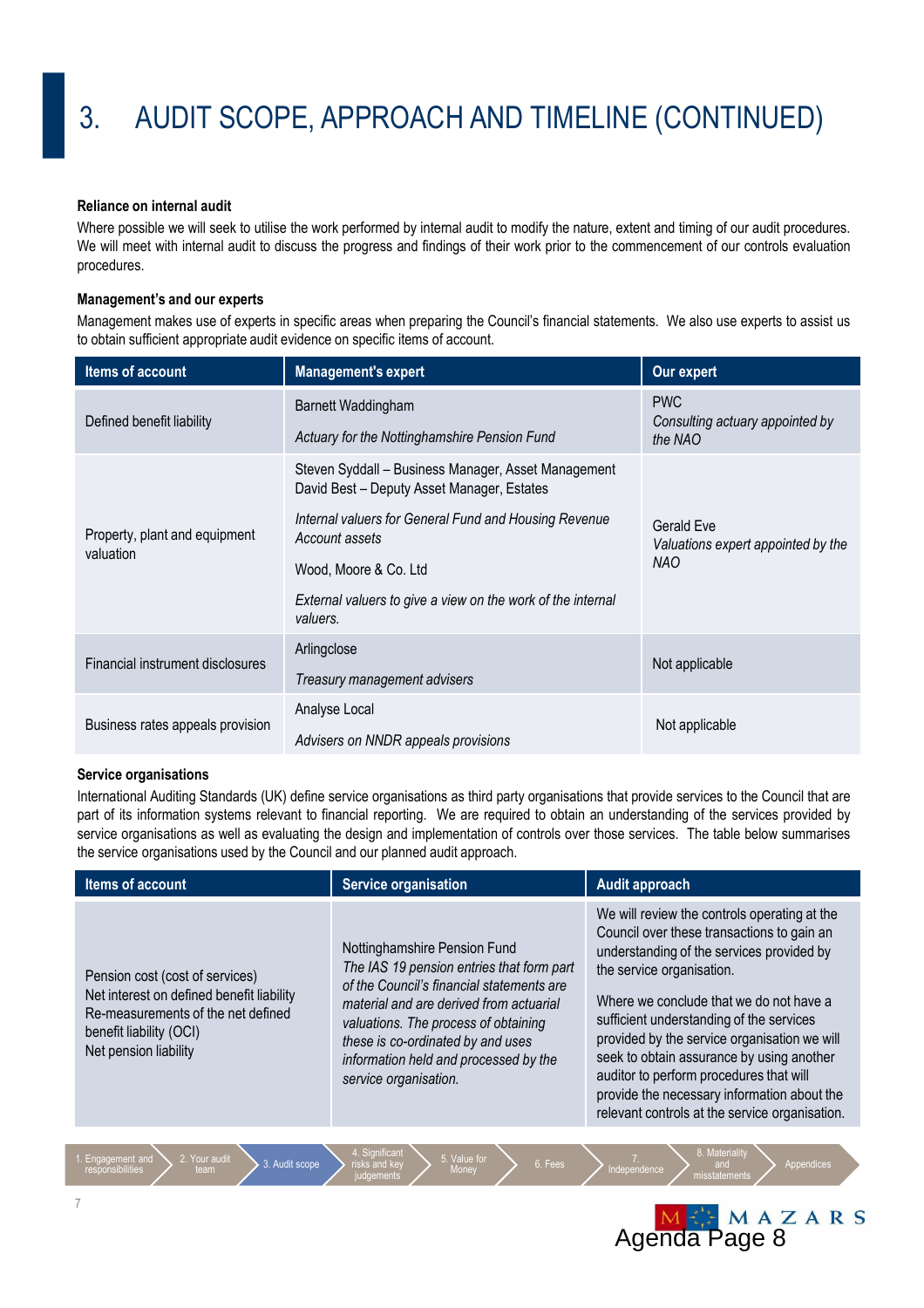# 3. AUDIT SCOPE, APPROACH AND TIMELINE (CONTINUED)

**Reliance on internal audit**

Where possible we will seek to utilise the work performed by internal audit to modify the nature, extent and timing of our audit procedures. We will meet with internal audit to discuss the progress and findings of their work prior to the commencement of our controls evaluation procedures.

**Management's and our experts**

Management makes use of experts in specific areas when preparing the Council's financial statements. We also use experts to assist us to obtain sufficient appropriate audit evidence on specific items of account.

| Items of account | Management's expert | Our expert |
|---|---|---|
| Defined benefit liability | Barnett Waddingham<br>*Actuary for the Nottinghamshire Pension Fund* | PWC<br>*Consulting actuary appointed by the NAO* |
| Property, plant and equipment valuation | Steven Syddall – Business Manager, Asset Management<br>David Best – Deputy Asset Manager, Estates<br>*Internal valuers for General Fund and Housing Revenue Account assets*<br>Wood, Moore & Co. Ltd<br>*External valuers to give a view on the work of the internal valuers.* | Gerald Eve<br>*Valuations expert appointed by the NAO* |
| Financial instrument disclosures | Arlingclose<br>*Treasury management advisers* | Not applicable |
| Business rates appeals provision | Analyse Local<br>*Advisers on NNDR appeals provisions* | Not applicable |

**Service organisations**

International Auditing Standards (UK) define service organisations as third party organisations that provide services to the Council that are part of its information systems relevant to financial reporting. We are required to obtain an understanding of the services provided by service organisations as well as evaluating the design and implementation of controls over those services. The table below summarises the service organisations used by the Council and our planned audit approach.

| Items of account | Service organisation | Audit approach |
|---|---|---|
| Pension cost (cost of services)<br>Net interest on defined benefit liability<br>Re-measurements of the net defined benefit liability (OCI)<br>Net pension liability | Nottinghamshire Pension Fund<br>*The IAS 19 pension entries that form part of the Council's financial statements are material and are derived from actuarial valuations. The process of obtaining these is co-ordinated by and uses information held and processed by the service organisation.* | We will review the controls operating at the Council over these transactions to gain an understanding of the services provided by the service organisation.<br>Where we conclude that we do not have a sufficient understanding of the services provided by the service organisation we will seek to obtain assurance by using another auditor to perform procedures that will provide the necessary information about the relevant controls at the service organisation. |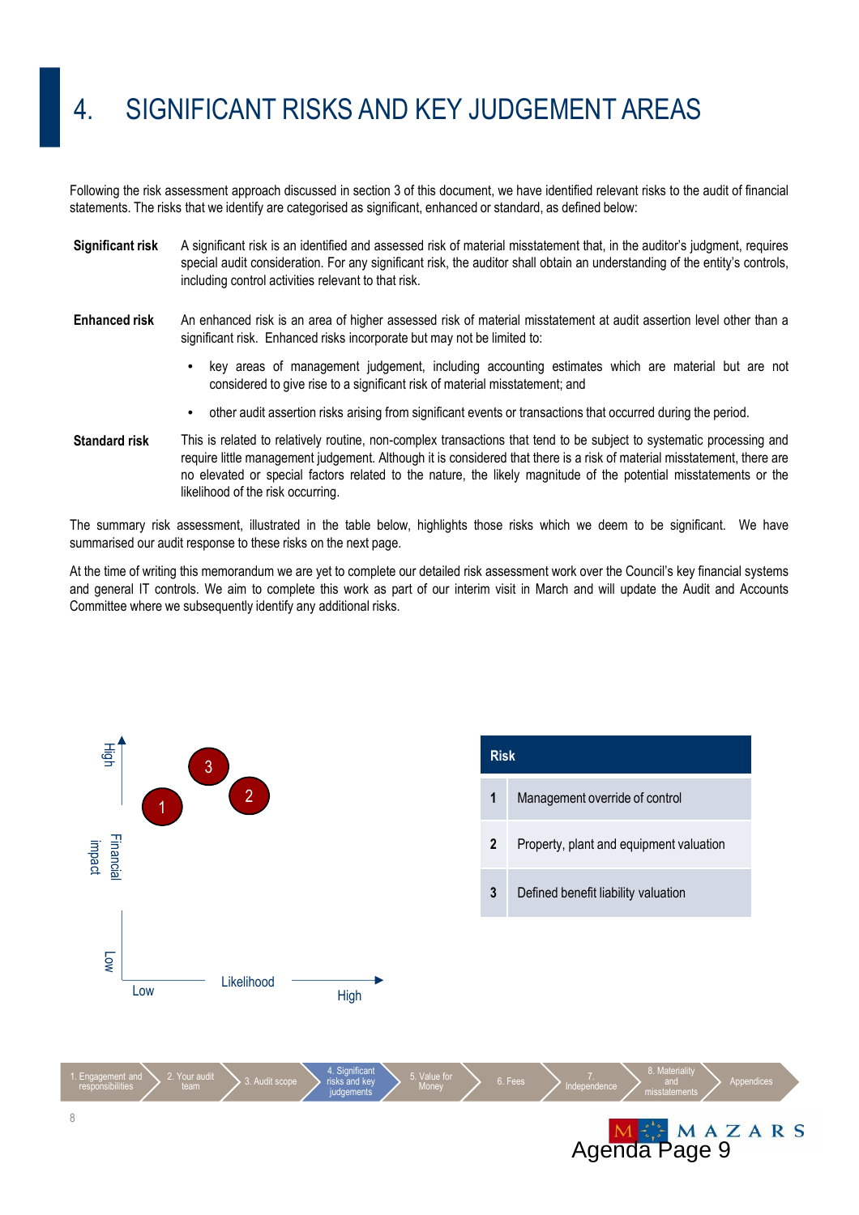# 4. SIGNIFICANT RISKS AND KEY JUDGEMENT AREAS

Following the risk assessment approach discussed in section 3 of this document, we have identified relevant risks to the audit of financial statements. The risks that we identify are categorised as significant, enhanced or standard, as defined below:

**Significant risk** A significant risk is an identified and assessed risk of material misstatement that, in the auditor's judgment, requires special audit consideration. For any significant risk, the auditor shall obtain an understanding of the entity's controls, including control activities relevant to that risk.

**Enhanced risk** An enhanced risk is an area of higher assessed risk of material misstatement at audit assertion level other than a significant risk. Enhanced risks incorporate but may not be limited to:

- key areas of management judgement, including accounting estimates which are material but are not considered to give rise to a significant risk of material misstatement; and
- other audit assertion risks arising from significant events or transactions that occurred during the period.

**Standard risk** This is related to relatively routine, non-complex transactions that tend to be subject to systematic processing and require little management judgement. Although it is considered that there is a risk of material misstatement, there are no elevated or special factors related to the nature, the likely magnitude of the potential misstatements or the likelihood of the risk occurring.

The summary risk assessment, illustrated in the table below, highlights those risks which we deem to be significant. We have summarised our audit response to these risks on the next page.

At the time of writing this memorandum we are yet to complete our detailed risk assessment work over the Council's key financial systems and general IT controls. We aim to complete this work as part of our interim visit in March and will update the Audit and Accounts Committee where we subsequently identify any additional risks.

High
Financial impact
Low
Low
Likelihood
High
1
2
3

| | Risk |
|---|---|
| 1 | Management override of control |
| 2 | Property, plant and equipment valuation |
| 3 | Defined benefit liability valuation |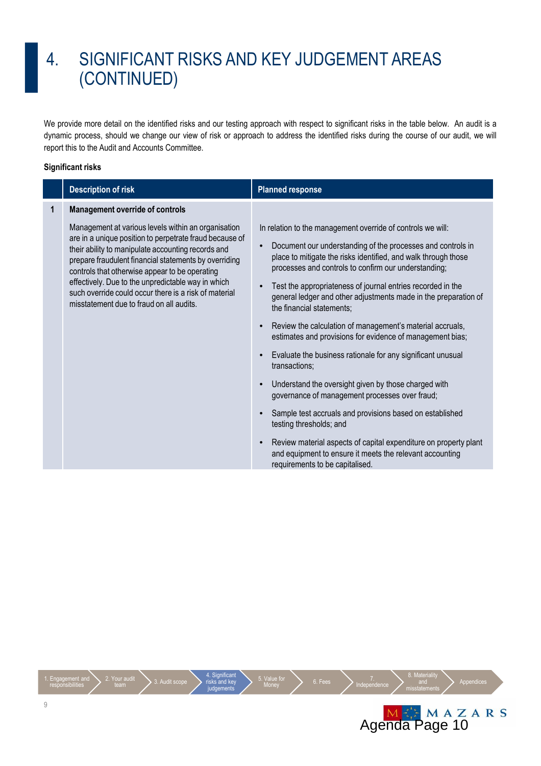# 4. SIGNIFICANT RISKS AND KEY JUDGEMENT AREAS (CONTINUED)

We provide more detail on the identified risks and our testing approach with respect to significant risks in the table below. An audit is a dynamic process, should we change our view of risk or approach to address the identified risks during the course of our audit, we will report this to the Audit and Accounts Committee.

**Significant risks**

| | Description of risk | Planned response |
|---|---|---|
| 1 | **Management override of controls**<br><br>Management at various levels within an organisation are in a unique position to perpetrate fraud because of their ability to manipulate accounting records and prepare fraudulent financial statements by overriding controls that otherwise appear to be operating effectively. Due to the unpredictable way in which such override could occur there is a risk of material misstatement due to fraud on all audits. | In relation to the management override of controls we will:<br><br>• Document our understanding of the processes and controls in place to mitigate the risks identified, and walk through those processes and controls to confirm our understanding;<br>• Test the appropriateness of journal entries recorded in the general ledger and other adjustments made in the preparation of the financial statements;<br>• Review the calculation of management's material accruals, estimates and provisions for evidence of management bias;<br>• Evaluate the business rationale for any significant unusual transactions;<br>• Understand the oversight given by those charged with governance of management processes over fraud;<br>• Sample test accruals and provisions based on established testing thresholds; and<br>• Review material aspects of capital expenditure on property plant and equipment to ensure it meets the relevant accounting requirements to be capitalised. |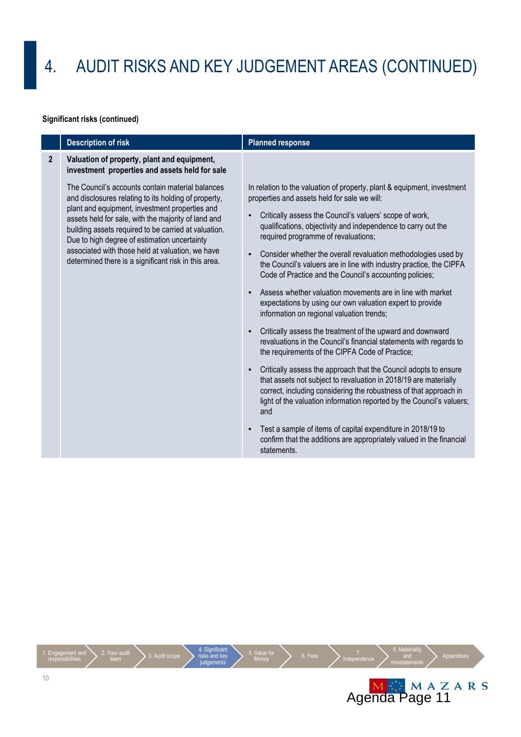# 4. AUDIT RISKS AND KEY JUDGEMENT AREAS (CONTINUED)

**Significant risks (continued)**

| | Description of risk | Planned response |
|---|---|---|
| 2 | **Valuation of property, plant and equipment, investment properties and assets held for sale**<br><br>The Council's accounts contain material balances and disclosures relating to its holding of property, plant and equipment, investment properties and assets held for sale, with the majority of land and building assets required to be carried at valuation. Due to high degree of estimation uncertainty associated with those held at valuation, we have determined there is a significant risk in this area. | In relation to the valuation of property, plant & equipment, investment properties and assets held for sale we will:<br><br>• Critically assess the Council's valuers' scope of work, qualifications, objectivity and independence to carry out the required programme of revaluations;<br><br>• Consider whether the overall revaluation methodologies used by the Council's valuers are in line with industry practice, the CIPFA Code of Practice and the Council's accounting policies;<br><br>• Assess whether valuation movements are in line with market expectations by using our own valuation expert to provide information on regional valuation trends;<br><br>• Critically assess the treatment of the upward and downward revaluations in the Council's financial statements with regards to the requirements of the CIPFA Code of Practice;<br><br>• Critically assess the approach that the Council adopts to ensure that assets not subject to revaluation in 2018/19 are materially correct, including considering the robustness of that approach in light of the valuation information reported by the Council's valuers; and<br><br>• Test a sample of items of capital expenditure in 2018/19 to confirm that the additions are appropriately valued in the financial statements. |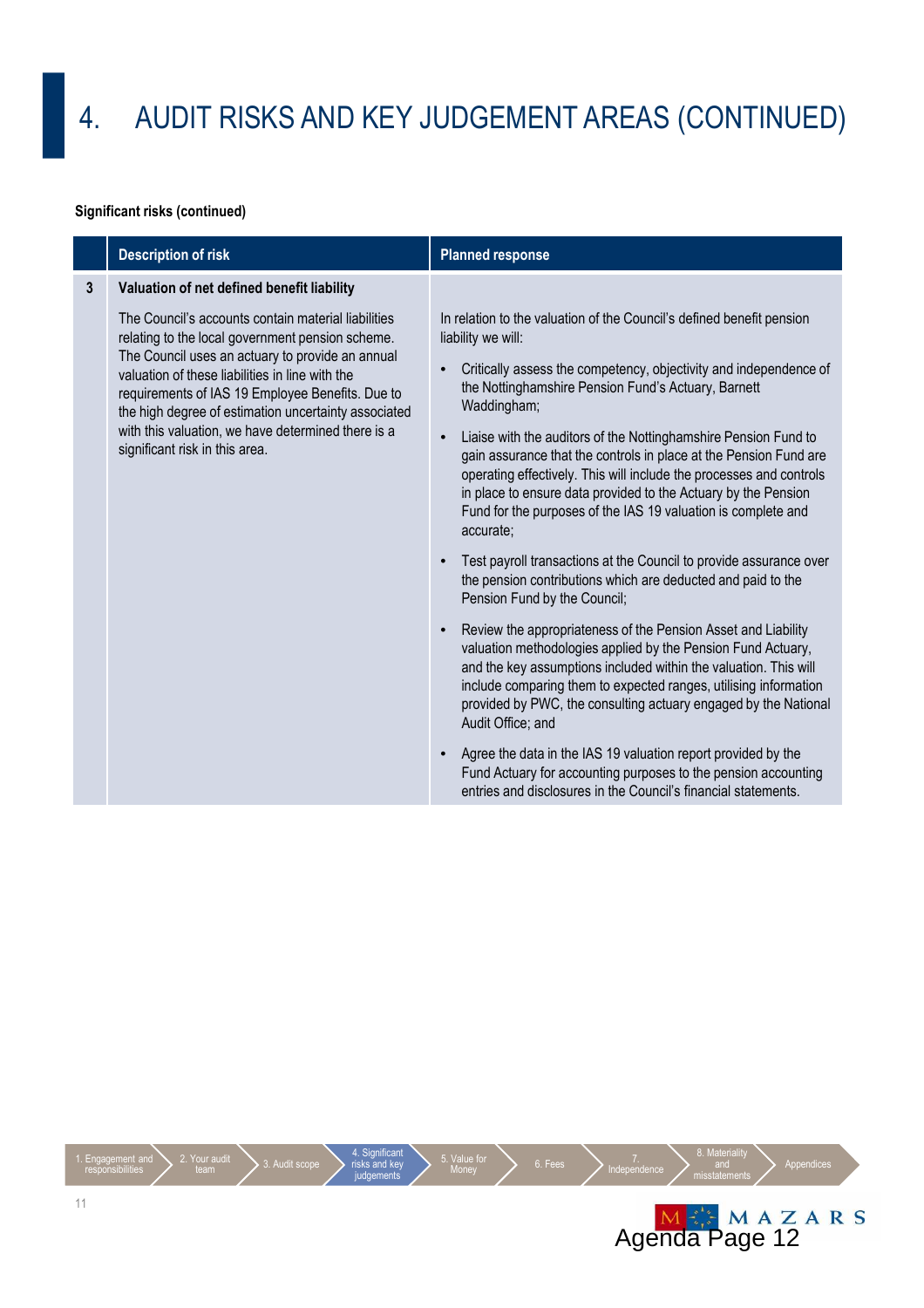# 4. AUDIT RISKS AND KEY JUDGEMENT AREAS (CONTINUED)

**Significant risks (continued)**

| | Description of risk | Planned response |
|---|---|---|
| 3 | **Valuation of net defined benefit liability**<br><br>The Council's accounts contain material liabilities relating to the local government pension scheme. The Council uses an actuary to provide an annual valuation of these liabilities in line with the requirements of IAS 19 Employee Benefits. Due to the high degree of estimation uncertainty associated with this valuation, we have determined there is a significant risk in this area. | In relation to the valuation of the Council's defined benefit pension liability we will:<br><br>• Critically assess the competency, objectivity and independence of the Nottinghamshire Pension Fund's Actuary, Barnett Waddingham;<br><br>• Liaise with the auditors of the Nottinghamshire Pension Fund to gain assurance that the controls in place at the Pension Fund are operating effectively. This will include the processes and controls in place to ensure data provided to the Actuary by the Pension Fund for the purposes of the IAS 19 valuation is complete and accurate;<br><br>• Test payroll transactions at the Council to provide assurance over the pension contributions which are deducted and paid to the Pension Fund by the Council;<br><br>• Review the appropriateness of the Pension Asset and Liability valuation methodologies applied by the Pension Fund Actuary, and the key assumptions included within the valuation. This will include comparing them to expected ranges, utilising information provided by PWC, the consulting actuary engaged by the National Audit Office; and<br><br>• Agree the data in the IAS 19 valuation report provided by the Fund Actuary for accounting purposes to the pension accounting entries and disclosures in the Council's financial statements. |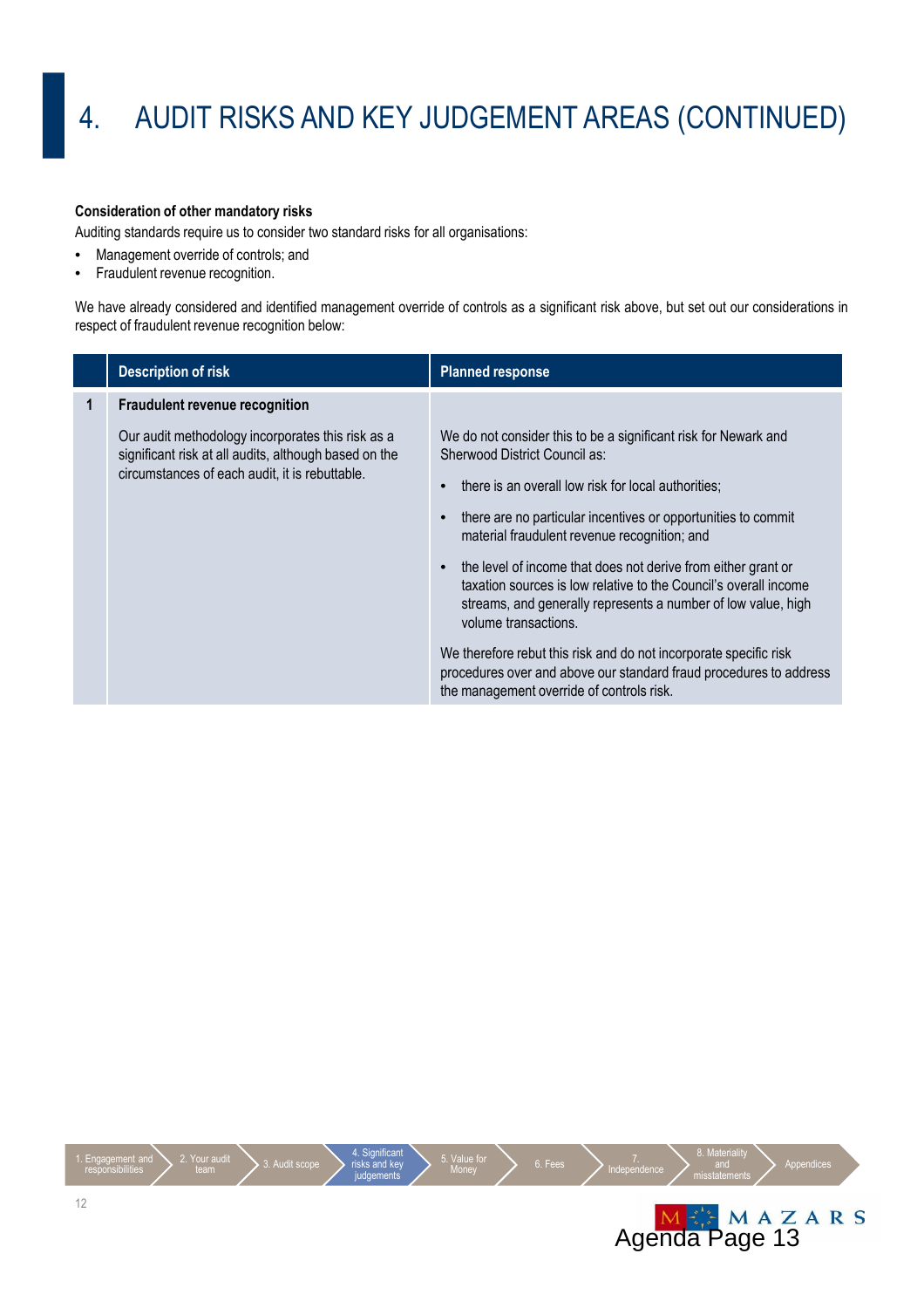# 4. AUDIT RISKS AND KEY JUDGEMENT AREAS (CONTINUED)

**Consideration of other mandatory risks**

Auditing standards require us to consider two standard risks for all organisations:

- Management override of controls; and
- Fraudulent revenue recognition.

We have already considered and identified management override of controls as a significant risk above, but set out our considerations in respect of fraudulent revenue recognition below:

| | Description of risk | Planned response |
|---|---|---|
| 1 | **Fraudulent revenue recognition**<br><br>Our audit methodology incorporates this risk as a significant risk at all audits, although based on the circumstances of each audit, it is rebuttable. | We do not consider this to be a significant risk for Newark and Sherwood District Council as:<br><br>• there is an overall low risk for local authorities;<br><br>• there are no particular incentives or opportunities to commit material fraudulent revenue recognition; and<br><br>• the level of income that does not derive from either grant or taxation sources is low relative to the Council's overall income streams, and generally represents a number of low value, high volume transactions.<br><br>We therefore rebut this risk and do not incorporate specific risk procedures over and above our standard fraud procedures to address the management override of controls risk. |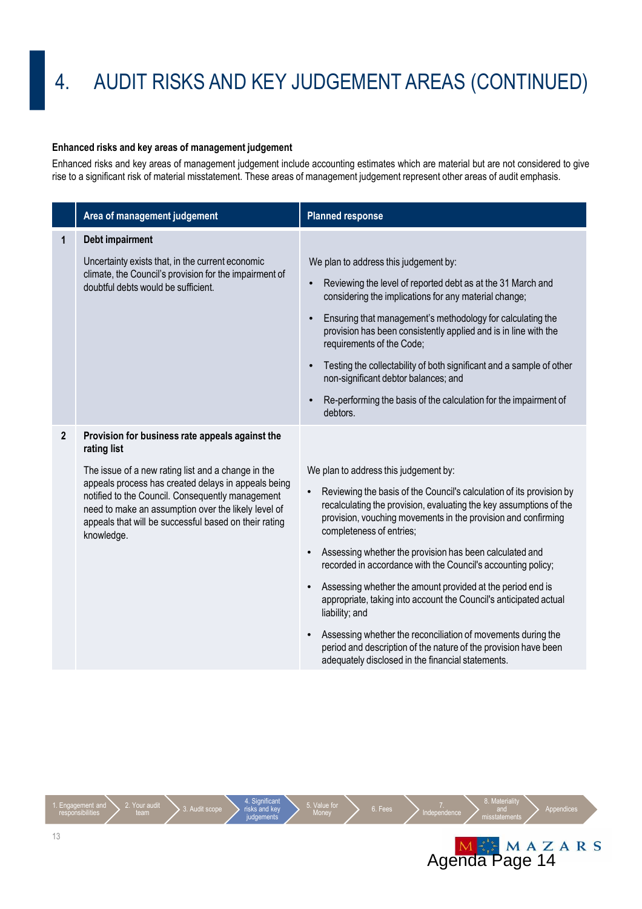# 4. AUDIT RISKS AND KEY JUDGEMENT AREAS (CONTINUED)

**Enhanced risks and key areas of management judgement**

Enhanced risks and key areas of management judgement include accounting estimates which are material but are not considered to give rise to a significant risk of material misstatement. These areas of management judgement represent other areas of audit emphasis.

| | Area of management judgement | Planned response |
|---|---|---|
| 1 | **Debt impairment**<br><br>Uncertainty exists that, in the current economic climate, the Council's provision for the impairment of doubtful debts would be sufficient. | We plan to address this judgement by:<br>• Reviewing the level of reported debt as at the 31 March and considering the implications for any material change;<br>• Ensuring that management's methodology for calculating the provision has been consistently applied and is in line with the requirements of the Code;<br>• Testing the collectability of both significant and a sample of other non-significant debtor balances; and<br>• Re-performing the basis of the calculation for the impairment of debtors. |
| 2 | **Provision for business rate appeals against the rating list**<br><br>The issue of a new rating list and a change in the appeals process has created delays in appeals being notified to the Council. Consequently management need to make an assumption over the likely level of appeals that will be successful based on their rating knowledge. | We plan to address this judgement by:<br>• Reviewing the basis of the Council's calculation of its provision by recalculating the provision, evaluating the key assumptions of the provision, vouching movements in the provision and confirming completeness of entries;<br>• Assessing whether the provision has been calculated and recorded in accordance with the Council's accounting policy;<br>• Assessing whether the amount provided at the period end is appropriate, taking into account the Council's anticipated actual liability; and<br>• Assessing whether the reconciliation of movements during the period and description of the nature of the provision have been adequately disclosed in the financial statements. |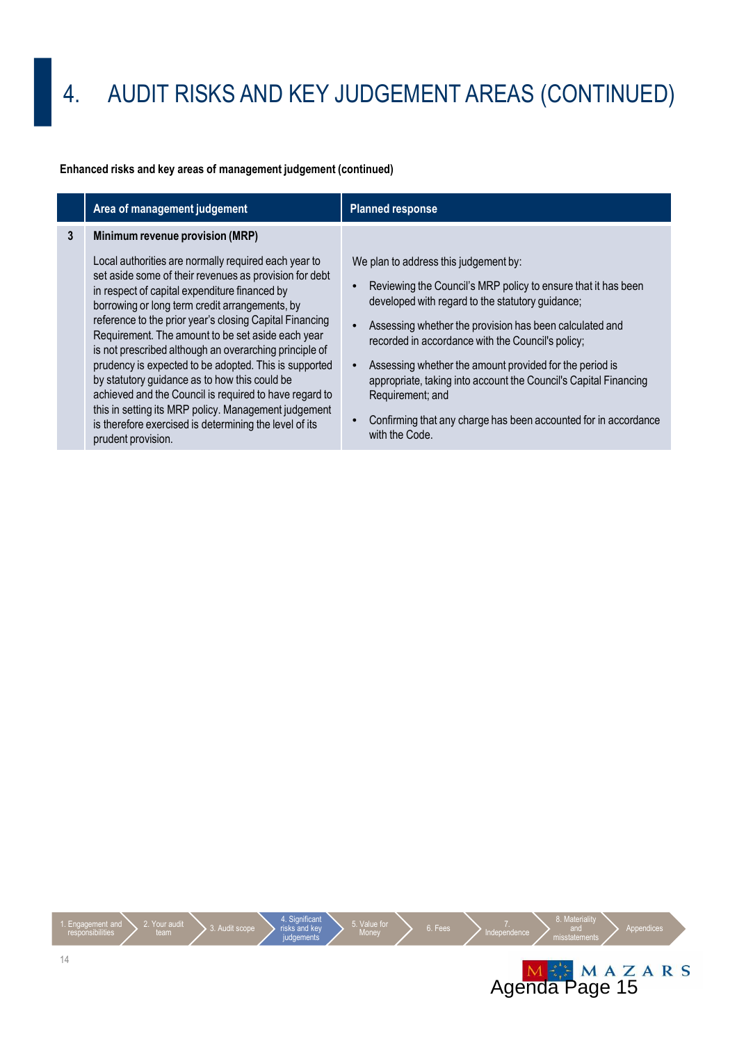# 4. AUDIT RISKS AND KEY JUDGEMENT AREAS (CONTINUED)

**Enhanced risks and key areas of management judgement (continued)**

| | Area of management judgement | Planned response |
|---|---|---|
| **3** | **Minimum revenue provision (MRP)**<br><br>Local authorities are normally required each year to set aside some of their revenues as provision for debt in respect of capital expenditure financed by borrowing or long term credit arrangements, by reference to the prior year's closing Capital Financing Requirement. The amount to be set aside each year is not prescribed although an overarching principle of prudency is expected to be adopted. This is supported by statutory guidance as to how this could be achieved and the Council is required to have regard to this in setting its MRP policy. Management judgement is therefore exercised is determining the level of its prudent provision. | We plan to address this judgement by:<br><br>• Reviewing the Council's MRP policy to ensure that it has been developed with regard to the statutory guidance;<br><br>• Assessing whether the provision has been calculated and recorded in accordance with the Council's policy;<br><br>• Assessing whether the amount provided for the period is appropriate, taking into account the Council's Capital Financing Requirement; and<br><br>• Confirming that any charge has been accounted for in accordance with the Code. |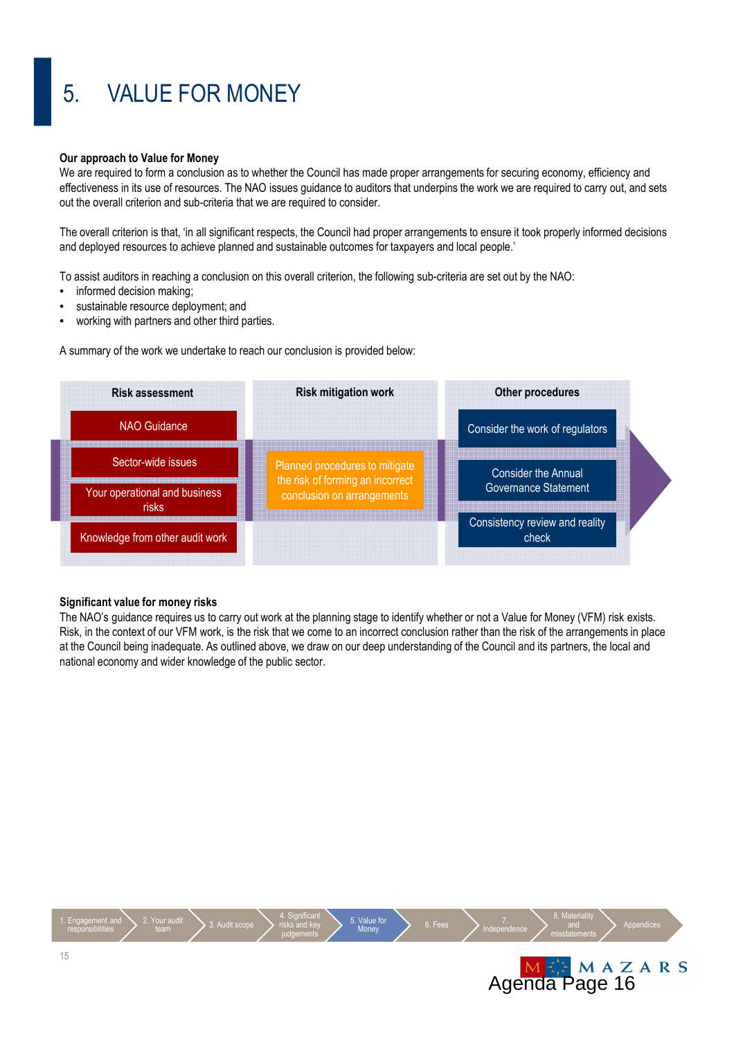# 5. VALUE FOR MONEY

**Our approach to Value for Money**

We are required to form a conclusion as to whether the Council has made proper arrangements for securing economy, efficiency and effectiveness in its use of resources. The NAO issues guidance to auditors that underpins the work we are required to carry out, and sets out the overall criterion and sub-criteria that we are required to consider.

The overall criterion is that, 'in all significant respects, the Council had proper arrangements to ensure it took properly informed decisions and deployed resources to achieve planned and sustainable outcomes for taxpayers and local people.'

To assist auditors in reaching a conclusion on this overall criterion, the following sub-criteria are set out by the NAO:

- informed decision making;
- sustainable resource deployment; and
- working with partners and other third parties.

A summary of the work we undertake to reach our conclusion is provided below:

Risk assessment
NAO Guidance
Sector-wide issues
Your operational and business risks
Knowledge from other audit work

Risk mitigation work
Planned procedures to mitigate the risk of forming an incorrect conclusion on arrangements

Other procedures
Consider the work of regulators
Consider the Annual Governance Statement
Consistency review and reality check

**Significant value for money risks**

The NAO's guidance requires us to carry out work at the planning stage to identify whether or not a Value for Money (VFM) risk exists. Risk, in the context of our VFM work, is the risk that we come to an incorrect conclusion rather than the risk of the arrangements in place at the Council being inadequate. As outlined above, we draw on our deep understanding of the Council and its partners, the local and national economy and wider knowledge of the public sector.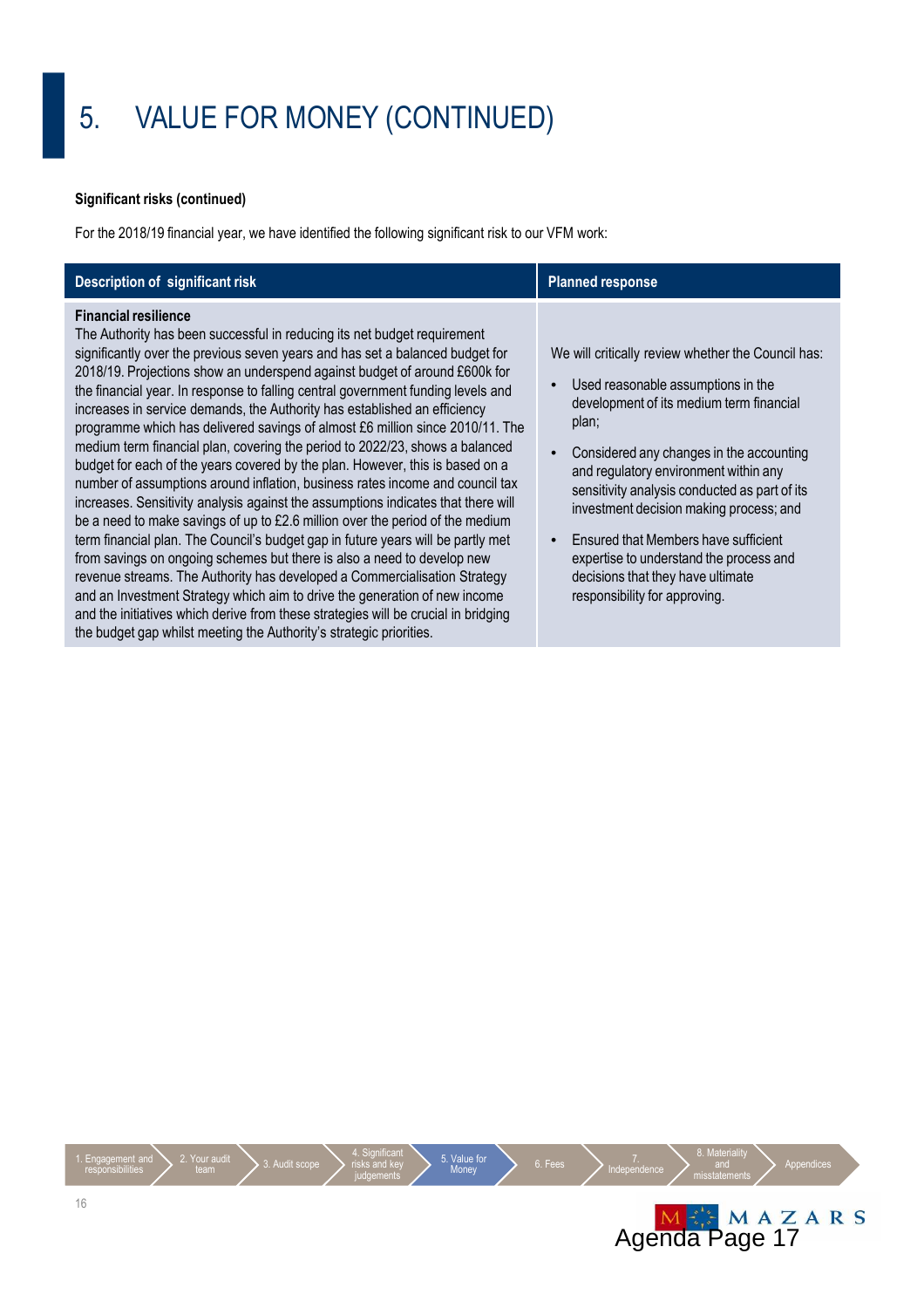# 5. VALUE FOR MONEY (CONTINUED)

**Significant risks (continued)**

For the 2018/19 financial year, we have identified the following significant risk to our VFM work:

| Description of significant risk | Planned response |
|---|---|
| **Financial resilience**<br>The Authority has been successful in reducing its net budget requirement significantly over the previous seven years and has set a balanced budget for 2018/19. Projections show an underspend against budget of around £600k for the financial year. In response to falling central government funding levels and increases in service demands, the Authority has established an efficiency programme which has delivered savings of almost £6 million since 2010/11. The medium term financial plan, covering the period to 2022/23, shows a balanced budget for each of the years covered by the plan. However, this is based on a number of assumptions around inflation, business rates income and council tax increases. Sensitivity analysis against the assumptions indicates that there will be a need to make savings of up to £2.6 million over the period of the medium term financial plan. The Council's budget gap in future years will be partly met from savings on ongoing schemes but there is also a need to develop new revenue streams. The Authority has developed a Commercialisation Strategy and an Investment Strategy which aim to drive the generation of new income and the initiatives which derive from these strategies will be crucial in bridging the budget gap whilst meeting the Authority's strategic priorities. | We will critically review whether the Council has:<br>• Used reasonable assumptions in the development of its medium term financial plan;<br>• Considered any changes in the accounting and regulatory environment within any sensitivity analysis conducted as part of its investment decision making process; and<br>• Ensured that Members have sufficient expertise to understand the process and decisions that they have ultimate responsibility for approving. |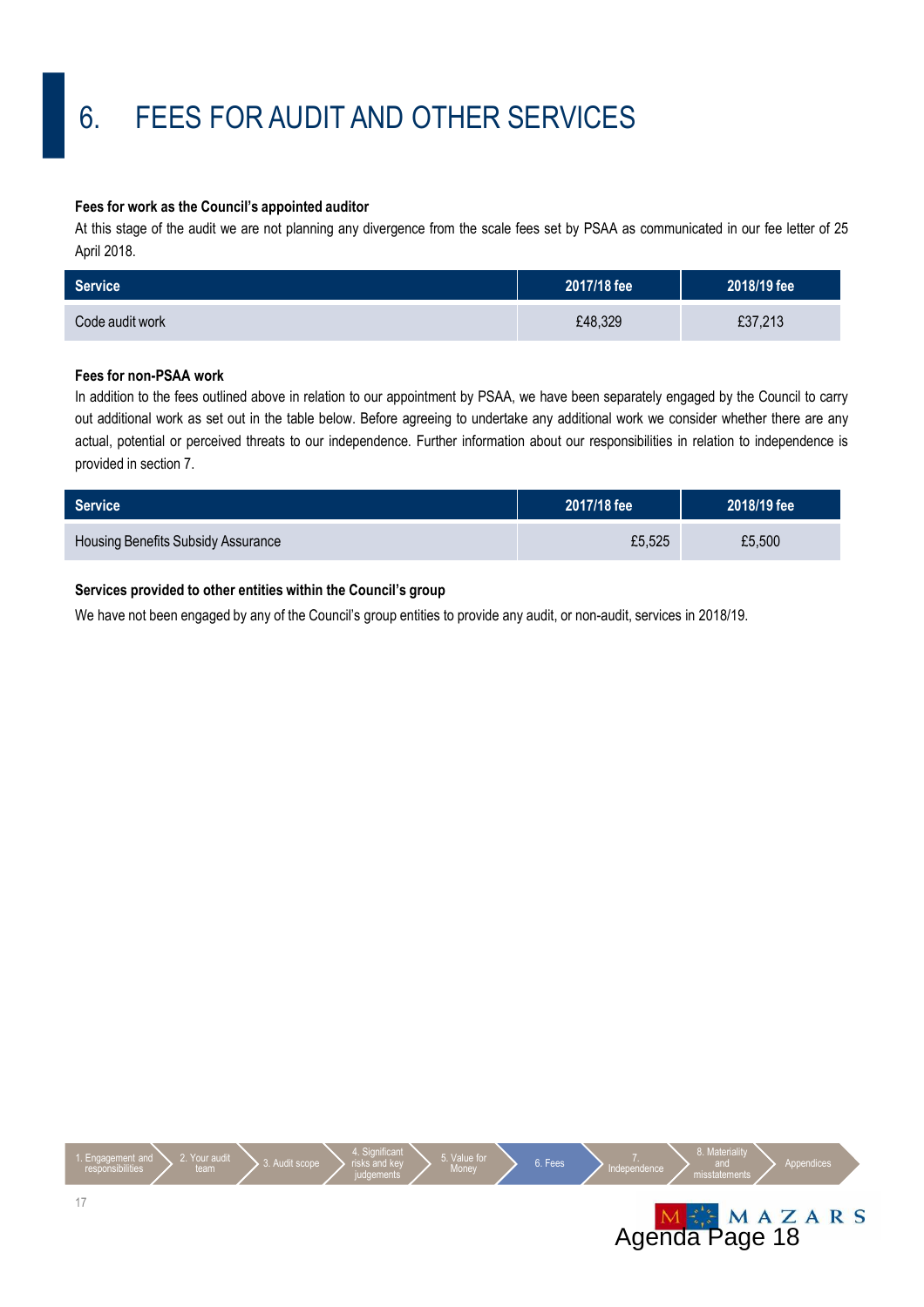# 6. FEES FOR AUDIT AND OTHER SERVICES

**Fees for work as the Council's appointed auditor**

At this stage of the audit we are not planning any divergence from the scale fees set by PSAA as communicated in our fee letter of 25 April 2018.

| Service | 2017/18 fee | 2018/19 fee |
|---|---|---|
| Code audit work | £48,329 | £37,213 |

**Fees for non-PSAA work**

In addition to the fees outlined above in relation to our appointment by PSAA, we have been separately engaged by the Council to carry out additional work as set out in the table below. Before agreeing to undertake any additional work we consider whether there are any actual, potential or perceived threats to our independence. Further information about our responsibilities in relation to independence is provided in section 7.

| Service | 2017/18 fee | 2018/19 fee |
|---|---|---|
| Housing Benefits Subsidy Assurance | £5,525 | £5,500 |

**Services provided to other entities within the Council's group**

We have not been engaged by any of the Council's group entities to provide any audit, or non-audit, services in 2018/19.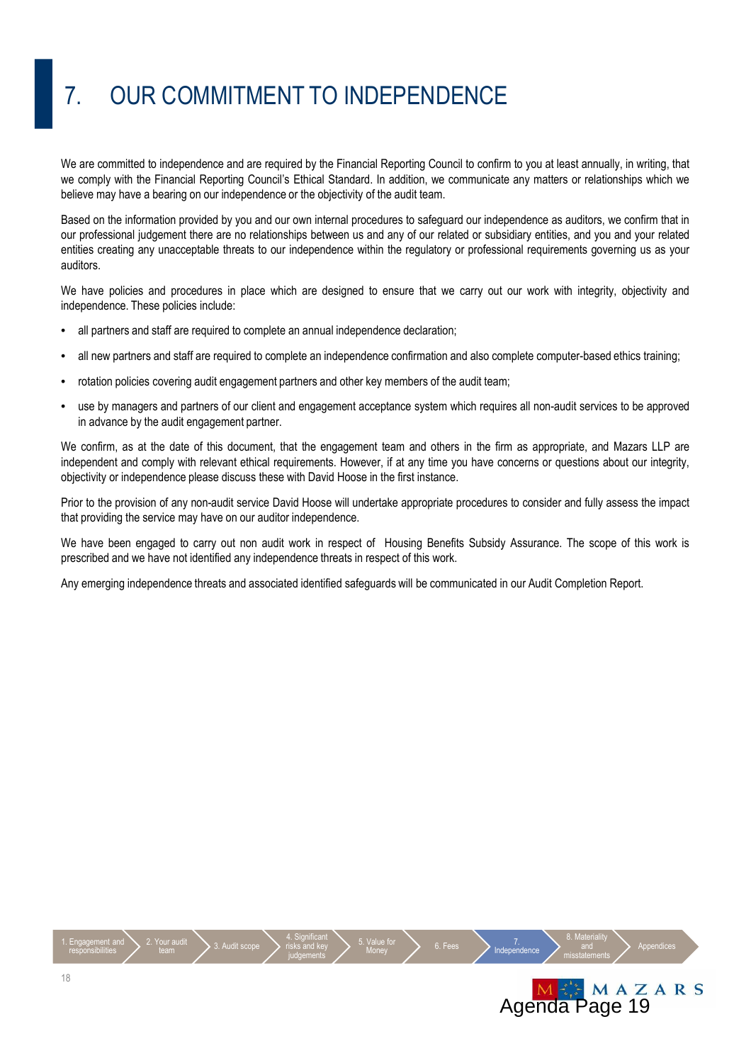# 7. OUR COMMITMENT TO INDEPENDENCE

We are committed to independence and are required by the Financial Reporting Council to confirm to you at least annually, in writing, that we comply with the Financial Reporting Council's Ethical Standard. In addition, we communicate any matters or relationships which we believe may have a bearing on our independence or the objectivity of the audit team.

Based on the information provided by you and our own internal procedures to safeguard our independence as auditors, we confirm that in our professional judgement there are no relationships between us and any of our related or subsidiary entities, and you and your related entities creating any unacceptable threats to our independence within the regulatory or professional requirements governing us as your auditors.

We have policies and procedures in place which are designed to ensure that we carry out our work with integrity, objectivity and independence. These policies include:

- all partners and staff are required to complete an annual independence declaration;
- all new partners and staff are required to complete an independence confirmation and also complete computer-based ethics training;
- rotation policies covering audit engagement partners and other key members of the audit team;
- use by managers and partners of our client and engagement acceptance system which requires all non-audit services to be approved in advance by the audit engagement partner.

We confirm, as at the date of this document, that the engagement team and others in the firm as appropriate, and Mazars LLP are independent and comply with relevant ethical requirements. However, if at any time you have concerns or questions about our integrity, objectivity or independence please discuss these with David Hoose in the first instance.

Prior to the provision of any non-audit service David Hoose will undertake appropriate procedures to consider and fully assess the impact that providing the service may have on our auditor independence.

We have been engaged to carry out non audit work in respect of Housing Benefits Subsidy Assurance. The scope of this work is prescribed and we have not identified any independence threats in respect of this work.

Any emerging independence threats and associated identified safeguards will be communicated in our Audit Completion Report.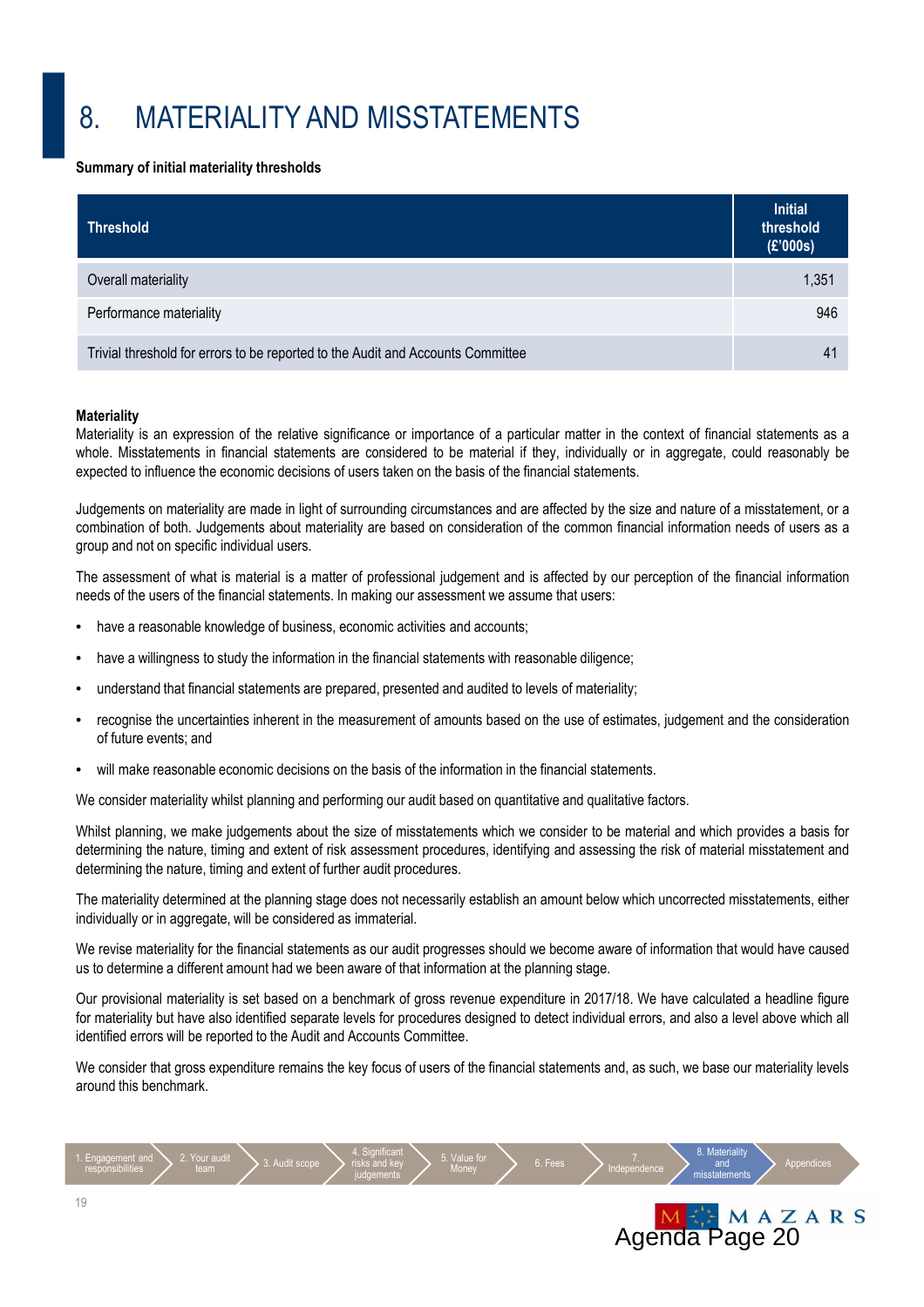# 8. MATERIALITY AND MISSTATEMENTS

**Summary of initial materiality thresholds**

| Threshold | Initial threshold (£'000s) |
|---|---|
| Overall materiality | 1,351 |
| Performance materiality | 946 |
| Trivial threshold for errors to be reported to the Audit and Accounts Committee | 41 |

**Materiality**

Materiality is an expression of the relative significance or importance of a particular matter in the context of financial statements as a whole. Misstatements in financial statements are considered to be material if they, individually or in aggregate, could reasonably be expected to influence the economic decisions of users taken on the basis of the financial statements.

Judgements on materiality are made in light of surrounding circumstances and are affected by the size and nature of a misstatement, or a combination of both. Judgements about materiality are based on consideration of the common financial information needs of users as a group and not on specific individual users.

The assessment of what is material is a matter of professional judgement and is affected by our perception of the financial information needs of the users of the financial statements. In making our assessment we assume that users:

- have a reasonable knowledge of business, economic activities and accounts;
- have a willingness to study the information in the financial statements with reasonable diligence;
- understand that financial statements are prepared, presented and audited to levels of materiality;
- recognise the uncertainties inherent in the measurement of amounts based on the use of estimates, judgement and the consideration of future events; and
- will make reasonable economic decisions on the basis of the information in the financial statements.

We consider materiality whilst planning and performing our audit based on quantitative and qualitative factors.

Whilst planning, we make judgements about the size of misstatements which we consider to be material and which provides a basis for determining the nature, timing and extent of risk assessment procedures, identifying and assessing the risk of material misstatement and determining the nature, timing and extent of further audit procedures.

The materiality determined at the planning stage does not necessarily establish an amount below which uncorrected misstatements, either individually or in aggregate, will be considered as immaterial.

We revise materiality for the financial statements as our audit progresses should we become aware of information that would have caused us to determine a different amount had we been aware of that information at the planning stage.

Our provisional materiality is set based on a benchmark of gross revenue expenditure in 2017/18. We have calculated a headline figure for materiality but have also identified separate levels for procedures designed to detect individual errors, and also a level above which all identified errors will be reported to the Audit and Accounts Committee.

We consider that gross expenditure remains the key focus of users of the financial statements and, as such, we base our materiality levels around this benchmark.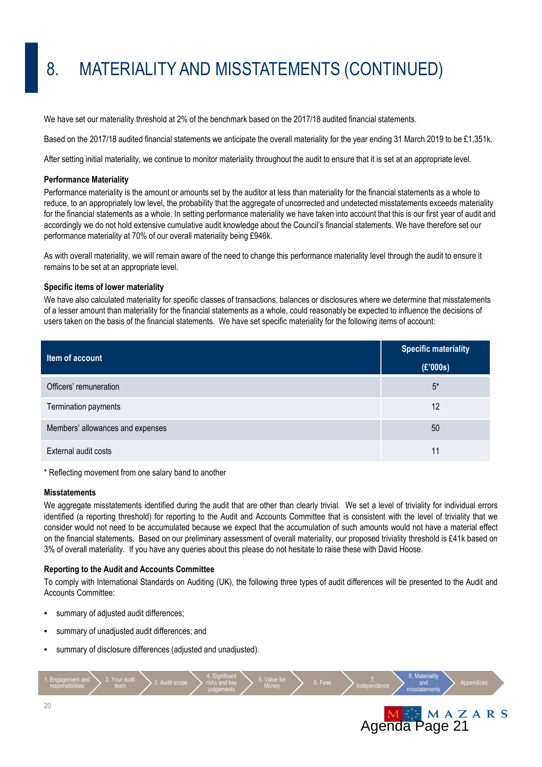# 8. MATERIALITY AND MISSTATEMENTS (CONTINUED)

We have set our materiality threshold at 2% of the benchmark based on the 2017/18 audited financial statements.

Based on the 2017/18 audited financial statements we anticipate the overall materiality for the year ending 31 March 2019 to be £1,351k.

After setting initial materiality, we continue to monitor materiality throughout the audit to ensure that it is set at an appropriate level.

**Performance Materiality**

Performance materiality is the amount or amounts set by the auditor at less than materiality for the financial statements as a whole to reduce, to an appropriately low level, the probability that the aggregate of uncorrected and undetected misstatements exceeds materiality for the financial statements as a whole. In setting performance materiality we have taken into account that this is our first year of audit and accordingly we do not hold extensive cumulative audit knowledge about the Council's financial statements. We have therefore set our performance materiality at 70% of our overall materiality being £946k.

As with overall materiality, we will remain aware of the need to change this performance materiality level through the audit to ensure it remains to be set at an appropriate level.

**Specific items of lower materiality**

We have also calculated materiality for specific classes of transactions, balances or disclosures where we determine that misstatements of a lesser amount than materiality for the financial statements as a whole, could reasonably be expected to influence the decisions of users taken on the basis of the financial statements. We have set specific materiality for the following items of account:

| Item of account | Specific materiality (£'000s) |
|---|---|
| Officers' remuneration | 5* |
| Termination payments | 12 |
| Members' allowances and expenses | 50 |
| External audit costs | 11 |

\* Reflecting movement from one salary band to another

**Misstatements**

We aggregate misstatements identified during the audit that are other than clearly trivial. We set a level of triviality for individual errors identified (a reporting threshold) for reporting to the Audit and Accounts Committee that is consistent with the level of triviality that we consider would not need to be accumulated because we expect that the accumulation of such amounts would not have a material effect on the financial statements. Based on our preliminary assessment of overall materiality, our proposed triviality threshold is £41k based on 3% of overall materiality. If you have any queries about this please do not hesitate to raise these with David Hoose.

**Reporting to the Audit and Accounts Committee**

To comply with International Standards on Auditing (UK), the following three types of audit differences will be presented to the Audit and Accounts Committee:

- summary of adjusted audit differences;
- summary of unadjusted audit differences; and
- summary of disclosure differences (adjusted and unadjusted).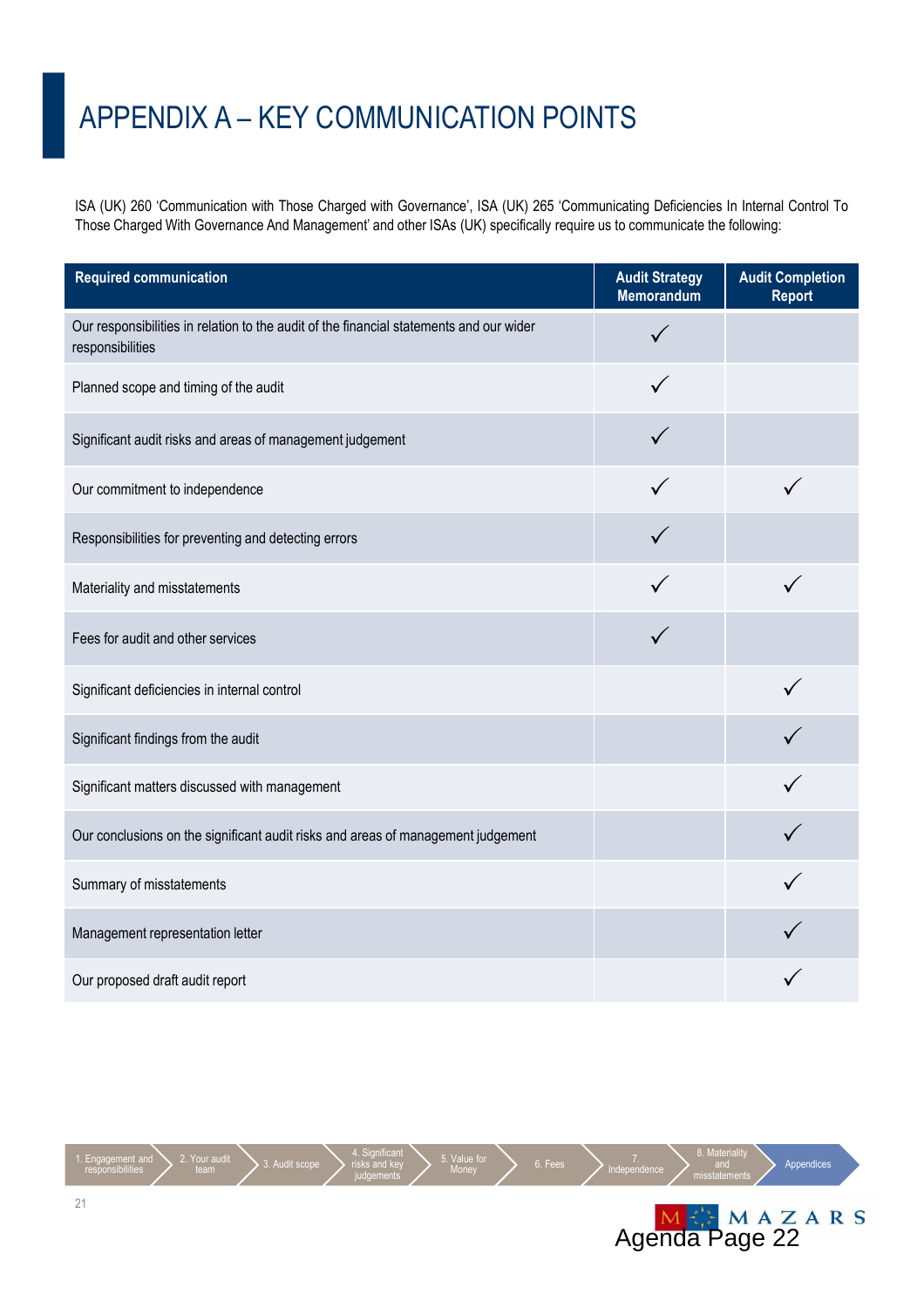# APPENDIX A – KEY COMMUNICATION POINTS

ISA (UK) 260 'Communication with Those Charged with Governance', ISA (UK) 265 'Communicating Deficiencies In Internal Control To Those Charged With Governance And Management' and other ISAs (UK) specifically require us to communicate the following:

| Required communication | Audit Strategy Memorandum | Audit Completion Report |
|---|---|---|
| Our responsibilities in relation to the audit of the financial statements and our wider responsibilities | ✓ | |
| Planned scope and timing of the audit | ✓ | |
| Significant audit risks and areas of management judgement | ✓ | |
| Our commitment to independence | ✓ | ✓ |
| Responsibilities for preventing and detecting errors | ✓ | |
| Materiality and misstatements | ✓ | ✓ |
| Fees for audit and other services | ✓ | |
| Significant deficiencies in internal control | | ✓ |
| Significant findings from the audit | | ✓ |
| Significant matters discussed with management | | ✓ |
| Our conclusions on the significant audit risks and areas of management judgement | | ✓ |
| Summary of misstatements | | ✓ |
| Management representation letter | | ✓ |
| Our proposed draft audit report | | ✓ |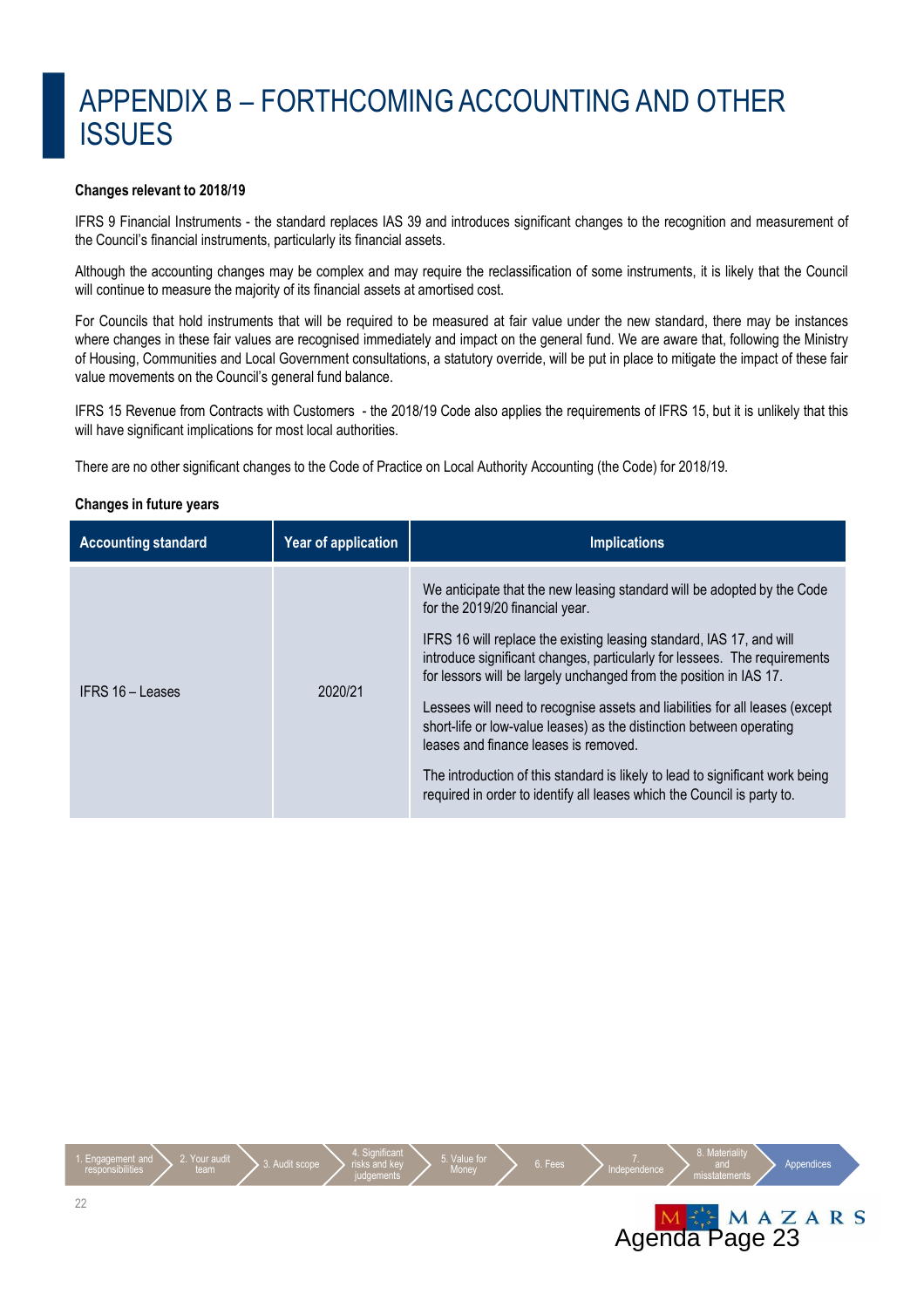# APPENDIX B – FORTHCOMING ACCOUNTING AND OTHER ISSUES

**Changes relevant to 2018/19**

IFRS 9 Financial Instruments - the standard replaces IAS 39 and introduces significant changes to the recognition and measurement of the Council's financial instruments, particularly its financial assets.

Although the accounting changes may be complex and may require the reclassification of some instruments, it is likely that the Council will continue to measure the majority of its financial assets at amortised cost.

For Councils that hold instruments that will be required to be measured at fair value under the new standard, there may be instances where changes in these fair values are recognised immediately and impact on the general fund. We are aware that, following the Ministry of Housing, Communities and Local Government consultations, a statutory override, will be put in place to mitigate the impact of these fair value movements on the Council's general fund balance.

IFRS 15 Revenue from Contracts with Customers - the 2018/19 Code also applies the requirements of IFRS 15, but it is unlikely that this will have significant implications for most local authorities.

There are no other significant changes to the Code of Practice on Local Authority Accounting (the Code) for 2018/19.

**Changes in future years**

| Accounting standard | Year of application | Implications |
|---|---|---|
| IFRS 16 – Leases | 2020/21 | We anticipate that the new leasing standard will be adopted by the Code for the 2019/20 financial year.<br><br>IFRS 16 will replace the existing leasing standard, IAS 17, and will introduce significant changes, particularly for lessees. The requirements for lessors will be largely unchanged from the position in IAS 17.<br><br>Lessees will need to recognise assets and liabilities for all leases (except short-life or low-value leases) as the distinction between operating leases and finance leases is removed.<br><br>The introduction of this standard is likely to lead to significant work being required in order to identify all leases which the Council is party to. |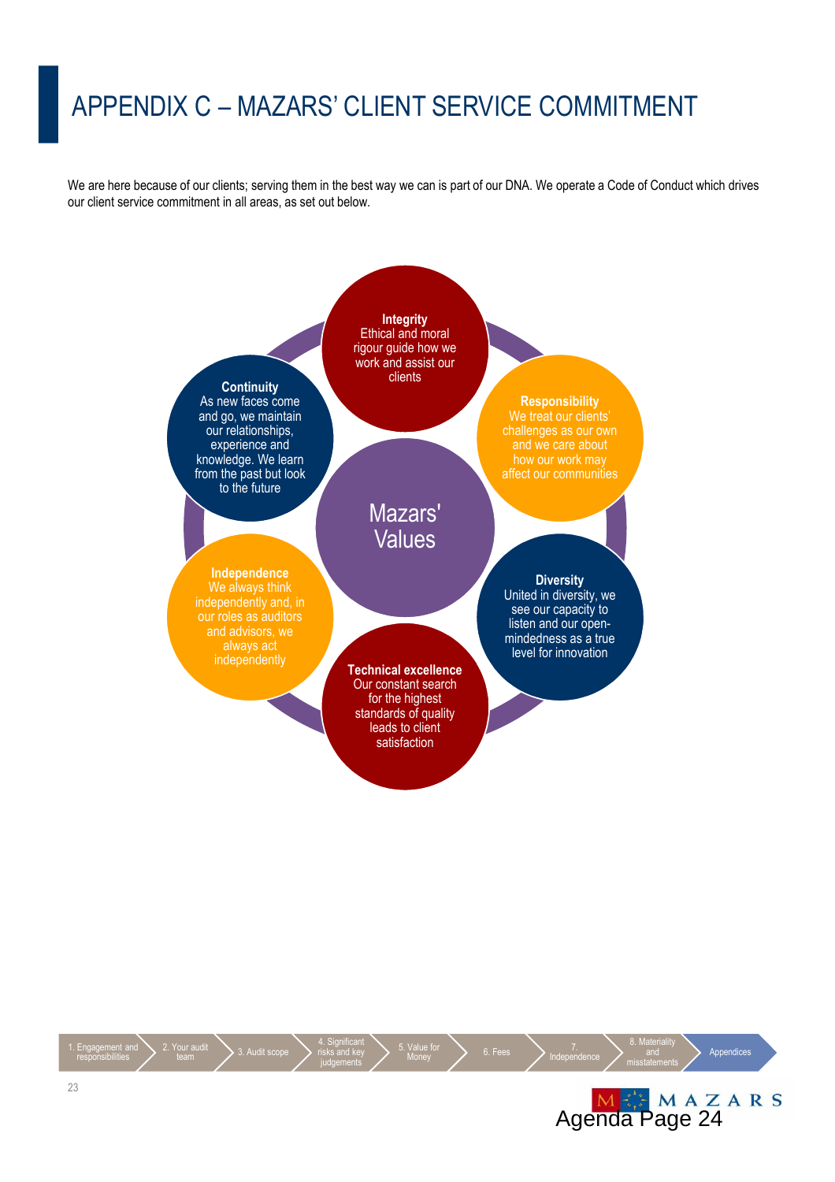# APPENDIX C – MAZARS' CLIENT SERVICE COMMITMENT

We are here because of our clients; serving them in the best way we can is part of our DNA. We operate a Code of Conduct which drives our client service commitment in all areas, as set out below.

Mazars' Values

**Integrity**
Ethical and moral rigour guide how we work and assist our clients

**Responsibility**
We treat our clients' challenges as our own and we care about how our work may affect our communities

**Diversity**
United in diversity, we see our capacity to listen and our open-mindedness as a true level for innovation

**Technical excellence**
Our constant search for the highest standards of quality leads to client satisfaction

**Independence**
We always think independently and, in our roles as auditors and advisors, we always act independently

**Continuity**
As new faces come and go, we maintain our relationships, experience and knowledge. We learn from the past but look to the future